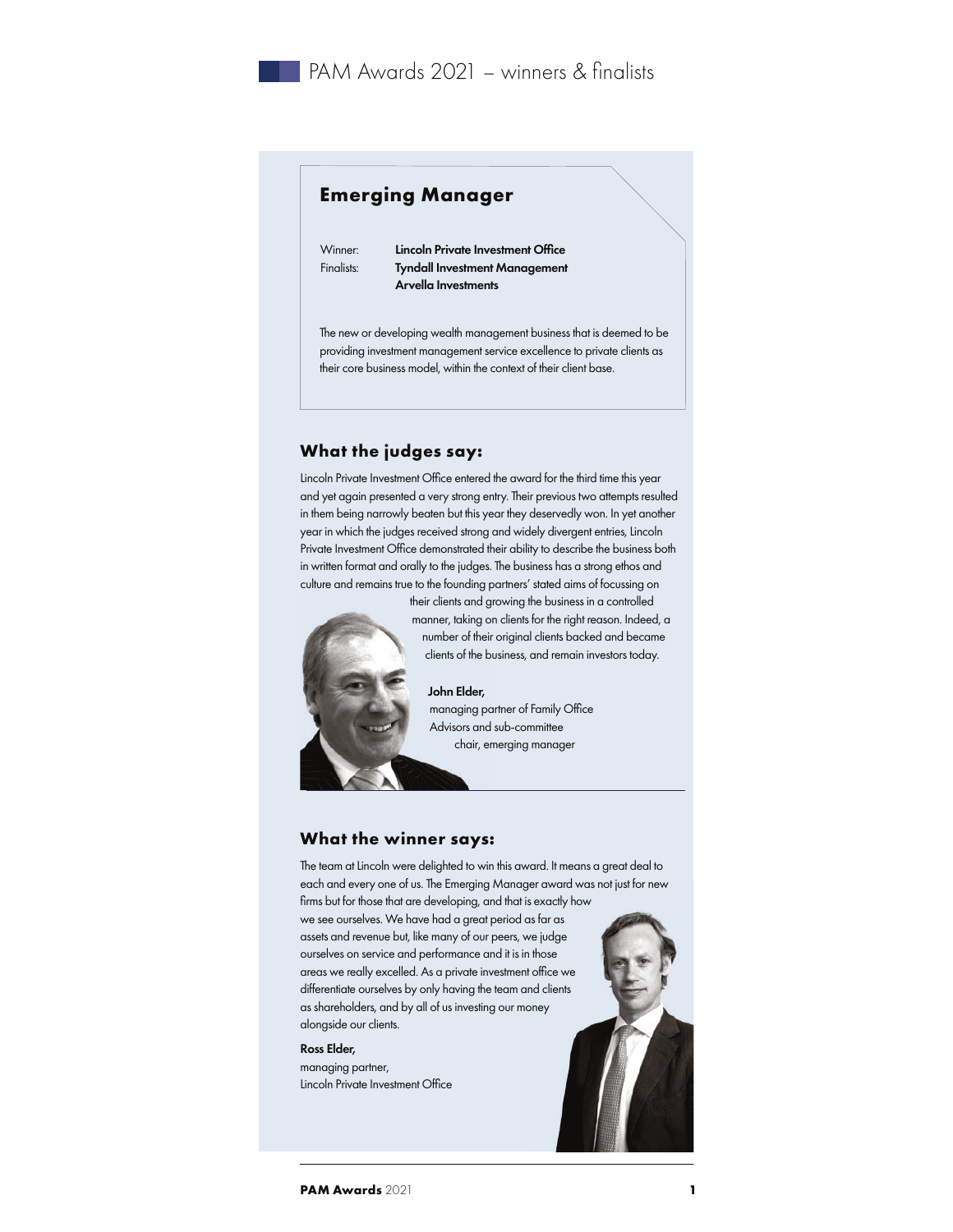# PAM Awards 2021 – winners & finalists

## Emerging Manager

Winner: **Lincoln Private Investment Office**
Finalists: **Tyndall Investment Management**
**Arvella Investments**

The new or developing wealth management business that is deemed to be providing investment management service excellence to private clients as their core business model, within the context of their client base.

### What the judges say:

Lincoln Private Investment Office entered the award for the third time this year and yet again presented a very strong entry. Their previous two attempts resulted in them being narrowly beaten but this year they deservedly won. In yet another year in which the judges received strong and widely divergent entries, Lincoln Private Investment Office demonstrated their ability to describe the business both in written format and orally to the judges. The business has a strong ethos and culture and remains true to the founding partners' stated aims of focussing on their clients and growing the business in a controlled manner, taking on clients for the right reason. Indeed, a number of their original clients backed and became clients of the business, and remain investors today.

**John Elder,**
managing partner of Family Office Advisors and sub-committee chair, emerging manager

### What the winner says:

The team at Lincoln were delighted to win this award. It means a great deal to each and every one of us. The Emerging Manager award was not just for new firms but for those that are developing, and that is exactly how we see ourselves. We have had a great period as far as assets and revenue but, like many of our peers, we judge ourselves on service and performance and it is in those areas we really excelled. As a private investment office we differentiate ourselves by only having the team and clients as shareholders, and by all of us investing our money alongside our clients.

**Ross Elder,**
managing partner,
Lincoln Private Investment Office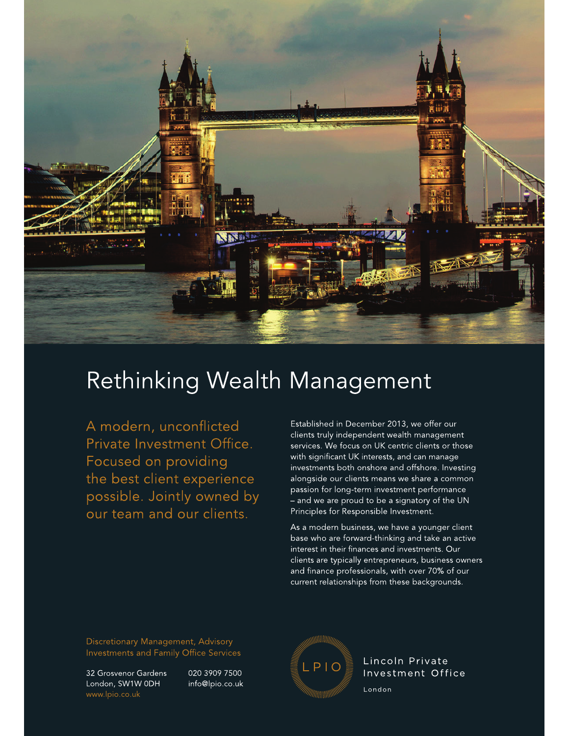# Rethinking Wealth Management

A modern, unconflicted Private Investment Office. Focused on providing the best client experience possible. Jointly owned by our team and our clients.

Established in December 2013, we offer our clients truly independent wealth management services. We focus on UK centric clients or those with significant UK interests, and can manage investments both onshore and offshore. Investing alongside our clients means we share a common passion for long-term investment performance – and we are proud to be a signatory of the UN Principles for Responsible Investment.

As a modern business, we have a younger client base who are forward-thinking and take an active interest in their finances and investments. Our clients are typically entrepreneurs, business owners and finance professionals, with over 70% of our current relationships from these backgrounds.

Discretionary Management, Advisory Investments and Family Office Services

32 Grosvenor Gardens
London, SW1W 0DH
www.lpio.co.uk

020 3909 7500
info@lpio.co.uk

LPIO

Lincoln Private Investment Office
London